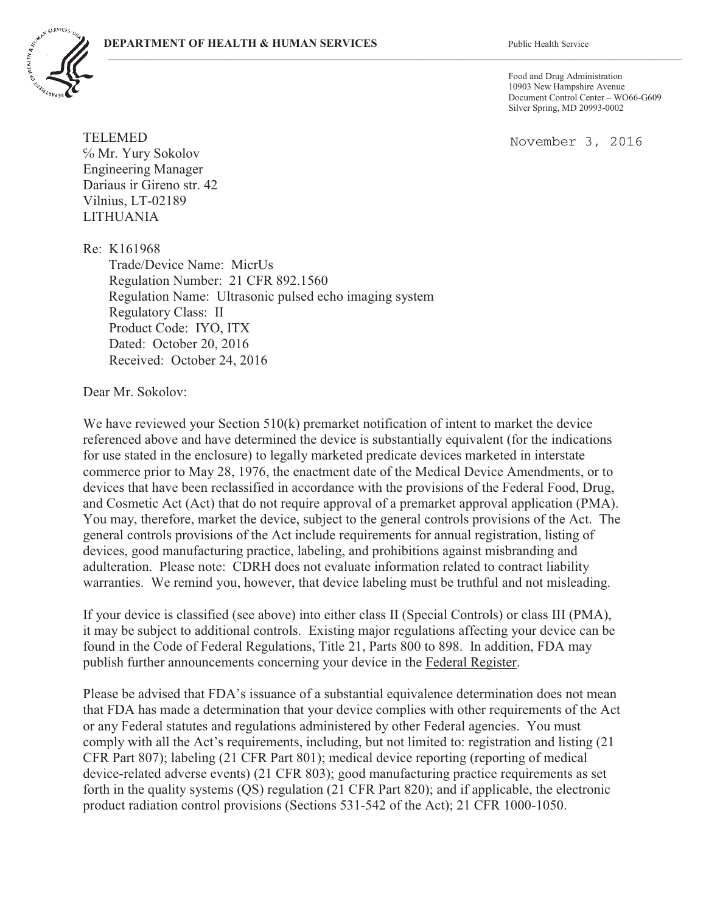**DEPARTMENT OF HEALTH & HUMAN SERVICES** Public Health Service

Food and Drug Administration
10903 New Hampshire Avenue
Document Control Center – WO66-G609
Silver Spring, MD 20993-0002

November 3, 2016

TELEMED
℅ Mr. Yury Sokolov
Engineering Manager
Dariaus ir Gireno str. 42
Vilnius, LT-02189
LITHUANIA

Re: K161968
Trade/Device Name: MicrUs
Regulation Number: 21 CFR 892.1560
Regulation Name: Ultrasonic pulsed echo imaging system
Regulatory Class: II
Product Code: IYO, ITX
Dated: October 20, 2016
Received: October 24, 2016

Dear Mr. Sokolov:

We have reviewed your Section 510(k) premarket notification of intent to market the device referenced above and have determined the device is substantially equivalent (for the indications for use stated in the enclosure) to legally marketed predicate devices marketed in interstate commerce prior to May 28, 1976, the enactment date of the Medical Device Amendments, or to devices that have been reclassified in accordance with the provisions of the Federal Food, Drug, and Cosmetic Act (Act) that do not require approval of a premarket approval application (PMA). You may, therefore, market the device, subject to the general controls provisions of the Act. The general controls provisions of the Act include requirements for annual registration, listing of devices, good manufacturing practice, labeling, and prohibitions against misbranding and adulteration. Please note: CDRH does not evaluate information related to contract liability warranties. We remind you, however, that device labeling must be truthful and not misleading.

If your device is classified (see above) into either class II (Special Controls) or class III (PMA), it may be subject to additional controls. Existing major regulations affecting your device can be found in the Code of Federal Regulations, Title 21, Parts 800 to 898. In addition, FDA may publish further announcements concerning your device in the Federal Register.

Please be advised that FDA's issuance of a substantial equivalence determination does not mean that FDA has made a determination that your device complies with other requirements of the Act or any Federal statutes and regulations administered by other Federal agencies. You must comply with all the Act's requirements, including, but not limited to: registration and listing (21 CFR Part 807); labeling (21 CFR Part 801); medical device reporting (reporting of medical device-related adverse events) (21 CFR 803); good manufacturing practice requirements as set forth in the quality systems (QS) regulation (21 CFR Part 820); and if applicable, the electronic product radiation control provisions (Sections 531-542 of the Act); 21 CFR 1000-1050.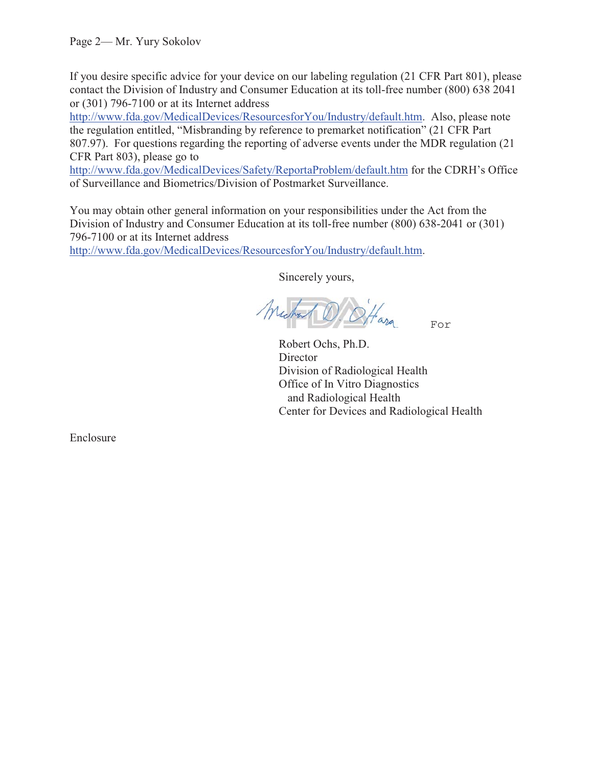If you desire specific advice for your device on our labeling regulation (21 CFR Part 801), please contact the Division of Industry and Consumer Education at its toll-free number (800) 638 2041 or (301) 796-7100 or at its Internet address http://www.fda.gov/MedicalDevices/ResourcesforYou/Industry/default.htm. Also, please note the regulation entitled, "Misbranding by reference to premarket notification" (21 CFR Part 807.97). For questions regarding the reporting of adverse events under the MDR regulation (21 CFR Part 803), please go to http://www.fda.gov/MedicalDevices/Safety/ReportaProblem/default.htm for the CDRH's Office of Surveillance and Biometrics/Division of Postmarket Surveillance.

You may obtain other general information on your responsibilities under the Act from the Division of Industry and Consumer Education at its toll-free number (800) 638-2041 or (301) 796-7100 or at its Internet address http://www.fda.gov/MedicalDevices/ResourcesforYou/Industry/default.htm.

Sincerely yours,

Michael D. O'Hara For

Robert Ochs, Ph.D.
Director
Division of Radiological Health
Office of In Vitro Diagnostics
and Radiological Health
Center for Devices and Radiological Health

Enclosure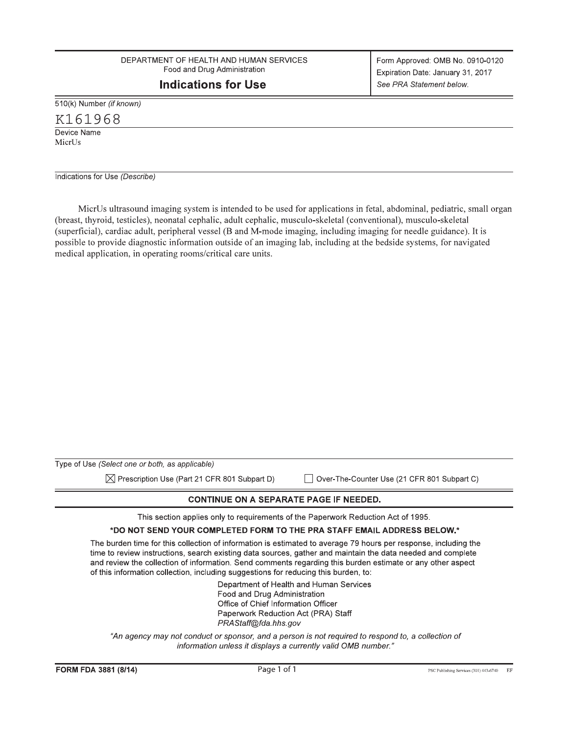DEPARTMENT OF HEALTH AND HUMAN SERVICES
Food and Drug Administration

# Indications for Use

Form Approved: OMB No. 0910-0120
Expiration Date: January 31, 2017
*See PRA Statement below.*

510(k) Number *(if known)*

K161968

Device Name

MicrUs

Indications for Use *(Describe)*

MicrUs ultrasound imaging system is intended to be used for applications in fetal, abdominal, pediatric, small organ (breast, thyroid, testicles), neonatal cephalic, adult cephalic, musculo-skeletal (conventional), musculo-skeletal (superficial), cardiac adult, peripheral vessel (B and M-mode imaging, including imaging for needle guidance). It is possible to provide diagnostic information outside of an imaging lab, including at the bedside systems, for navigated medical application, in operating rooms/critical care units.

Type of Use *(Select one or both, as applicable)*

☒ Prescription Use (Part 21 CFR 801 Subpart D)    ☐ Over-The-Counter Use (21 CFR 801 Subpart C)

**CONTINUE ON A SEPARATE PAGE IF NEEDED.**

This section applies only to requirements of the Paperwork Reduction Act of 1995.

**\*DO NOT SEND YOUR COMPLETED FORM TO THE PRA STAFF EMAIL ADDRESS BELOW.\***

The burden time for this collection of information is estimated to average 79 hours per response, including the time to review instructions, search existing data sources, gather and maintain the data needed and complete and review the collection of information. Send comments regarding this burden estimate or any other aspect of this information collection, including suggestions for reducing this burden, to:

Department of Health and Human Services
Food and Drug Administration
Office of Chief Information Officer
Paperwork Reduction Act (PRA) Staff
*PRAStaff@fda.hhs.gov*

*"An agency may not conduct or sponsor, and a person is not required to respond to, a collection of information unless it displays a currently valid OMB number."*

**FORM FDA 3881 (8/14)**    PSC Publishing Services (301) 443-6740 EF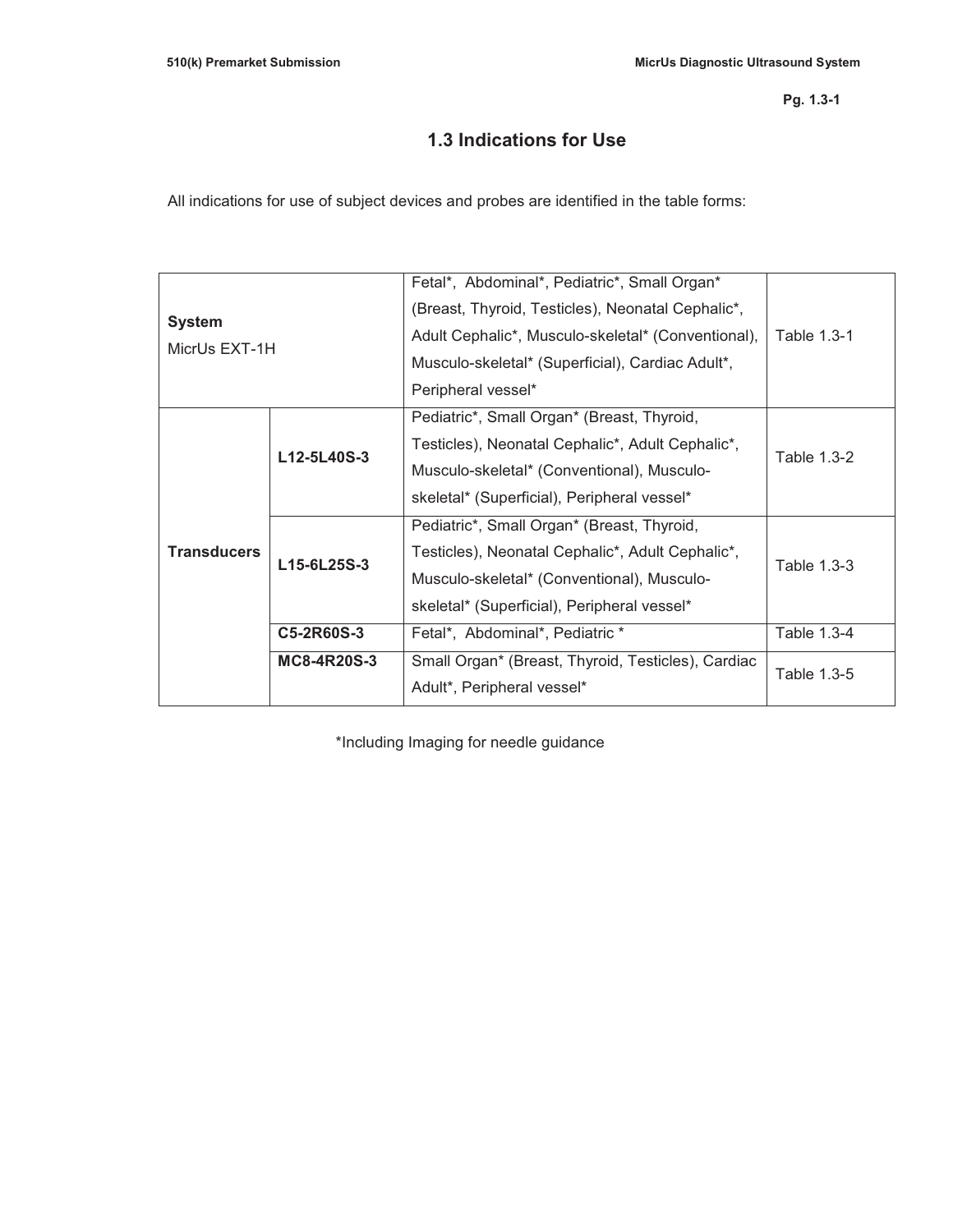## 1.3 Indications for Use

All indications for use of subject devices and probes are identified in the table forms:

| | | | |
|---|---|---|---|
| **System**<br>MicrUs EXT-1H | | Fetal*, Abdominal*, Pediatric*, Small Organ* (Breast, Thyroid, Testicles), Neonatal Cephalic*, Adult Cephalic*, Musculo-skeletal* (Conventional), Musculo-skeletal* (Superficial), Cardiac Adult*, Peripheral vessel* | Table 1.3-1 |
| **Transducers** | **L12-5L40S-3** | Pediatric*, Small Organ* (Breast, Thyroid, Testicles), Neonatal Cephalic*, Adult Cephalic*, Musculo-skeletal* (Conventional), Musculo-skeletal* (Superficial), Peripheral vessel* | Table 1.3-2 |
| | **L15-6L25S-3** | Pediatric*, Small Organ* (Breast, Thyroid, Testicles), Neonatal Cephalic*, Adult Cephalic*, Musculo-skeletal* (Conventional), Musculo-skeletal* (Superficial), Peripheral vessel* | Table 1.3-3 |
| | **C5-2R60S-3** | Fetal*, Abdominal*, Pediatric * | Table 1.3-4 |
| | **MC8-4R20S-3** | Small Organ* (Breast, Thyroid, Testicles), Cardiac Adult*, Peripheral vessel* | Table 1.3-5 |

*Including Imaging for needle guidance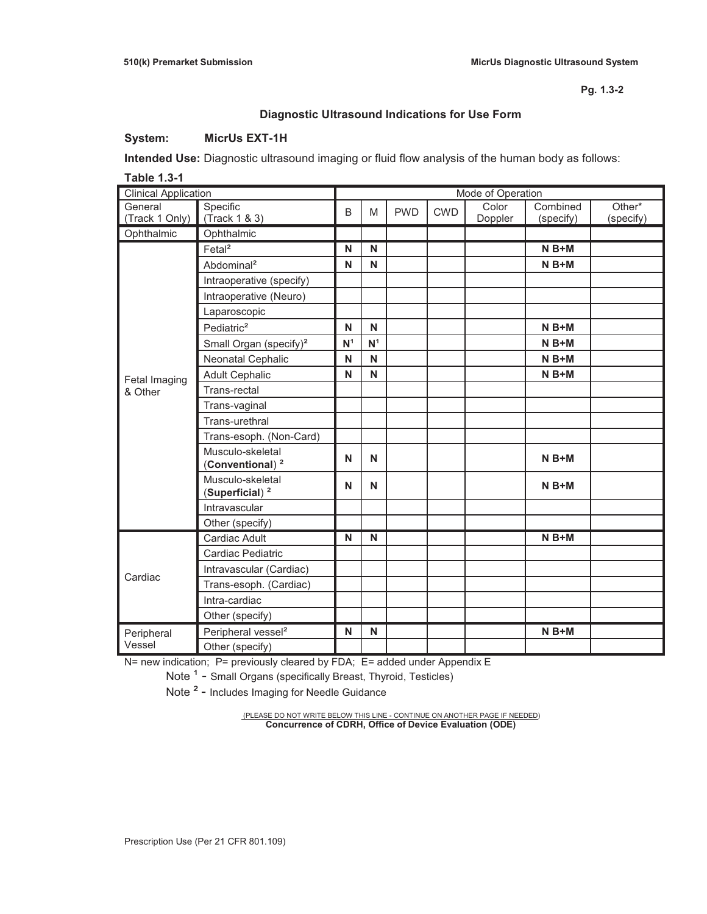**Pg. 1.3-2**

## Diagnostic Ultrasound Indications for Use Form

**System:** **MicrUs EXT-1H**

**Intended Use:** Diagnostic ultrasound imaging or fluid flow analysis of the human body as follows:

**Table 1.3-1**

| Clinical Application | | Mode of Operation | | | | | | |
|---|---|---|---|---|---|---|---|---|
| General (Track 1 Only) | Specific (Track 1 & 3) | B | M | PWD | CWD | Color Doppler | Combined (specify) | Other* (specify) |
| Ophthalmic | Ophthalmic | | | | | | | |
| Fetal Imaging & Other | Fetal[2] | **N** | **N** | | | | **N B+M** | |
| | Abdominal[2] | **N** | **N** | | | | **N B+M** | |
| | Intraoperative (specify) | | | | | | | |
| | Intraoperative (Neuro) | | | | | | | |
| | Laparoscopic | | | | | | | |
| | Pediatric[2] | **N** | **N** | | | | **N B+M** | |
| | Small Organ (specify)[2] | **N**[1] | **N**[1] | | | | **N B+M** | |
| | Neonatal Cephalic | **N** | **N** | | | | **N B+M** | |
| | Adult Cephalic | **N** | **N** | | | | **N B+M** | |
| | Trans-rectal | | | | | | | |
| | Trans-vaginal | | | | | | | |
| | Trans-urethral | | | | | | | |
| | Trans-esoph. (Non-Card) | | | | | | | |
| | Musculo-skeletal (**Conventional**) [2] | **N** | **N** | | | | **N B+M** | |
| | Musculo-skeletal (**Superficial**) [2] | **N** | **N** | | | | **N B+M** | |
| | Intravascular | | | | | | | |
| | Other (specify) | | | | | | | |
| Cardiac | Cardiac Adult | **N** | **N** | | | | **N B+M** | |
| | Cardiac Pediatric | | | | | | | |
| | Intravascular (Cardiac) | | | | | | | |
| | Trans-esoph. (Cardiac) | | | | | | | |
| | Intra-cardiac | | | | | | | |
| | Other (specify) | | | | | | | |
| Peripheral Vessel | Peripheral vessel[2] | **N** | **N** | | | | **N B+M** | |
| | Other (specify) | | | | | | | |

N= new indication; P= previously cleared by FDA; E= added under Appendix E

Note [1] - Small Organs (specifically Breast, Thyroid, Testicles)

Note [2] - Includes Imaging for Needle Guidance

(PLEASE DO NOT WRITE BELOW THIS LINE - CONTINUE ON ANOTHER PAGE IF NEEDED)

**Concurrence of CDRH, Office of Device Evaluation (ODE)**

Prescription Use (Per 21 CFR 801.109)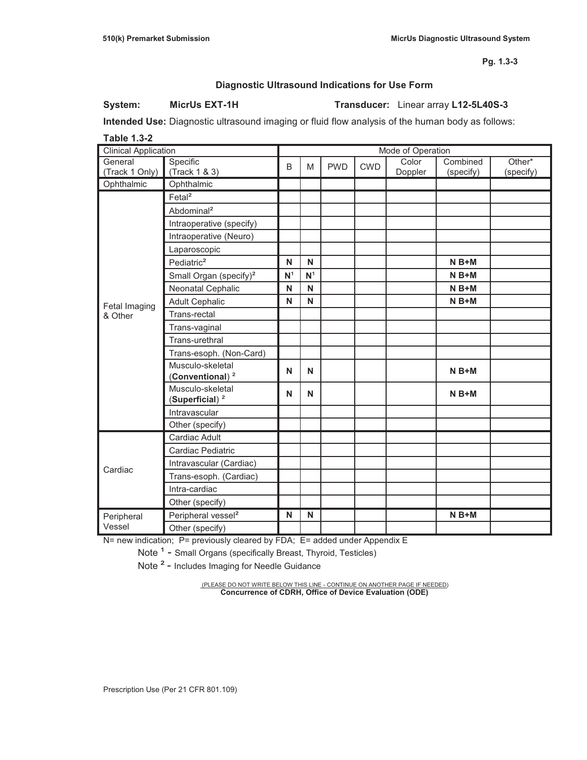## Diagnostic Ultrasound Indications for Use Form

**System:** **MicrUs EXT-1H** **Transducer:** Linear array **L12-5L40S-3**

**Intended Use:** Diagnostic ultrasound imaging or fluid flow analysis of the human body as follows:

**Table 1.3-2**

| Clinical Application | | Mode of Operation | | | | | | |
|---|---|---|---|---|---|---|---|---|
| General (Track 1 Only) | Specific (Track 1 & 3) | B | M | PWD | CWD | Color Doppler | Combined (specify) | Other* (specify) |
| Ophthalmic | Ophthalmic | | | | | | | |
| Fetal Imaging & Other | Fetal[2] | | | | | | | |
| | Abdominal[2] | | | | | | | |
| | Intraoperative (specify) | | | | | | | |
| | Intraoperative (Neuro) | | | | | | | |
| | Laparoscopic | | | | | | | |
| | Pediatric[2] | **N** | **N** | | | | **N B+M** | |
| | Small Organ (specify)[2] | **N**[1] | **N**[1] | | | | **N B+M** | |
| | Neonatal Cephalic | **N** | **N** | | | | **N B+M** | |
| | Adult Cephalic | **N** | **N** | | | | **N B+M** | |
| | Trans-rectal | | | | | | | |
| | Trans-vaginal | | | | | | | |
| | Trans-urethral | | | | | | | |
| | Trans-esoph. (Non-Card) | | | | | | | |
| | Musculo-skeletal (**Conventional**) [2] | **N** | **N** | | | | **N B+M** | |
| | Musculo-skeletal (**Superficial**) [2] | **N** | **N** | | | | **N B+M** | |
| | Intravascular | | | | | | | |
| | Other (specify) | | | | | | | |
| Cardiac | Cardiac Adult | | | | | | | |
| | Cardiac Pediatric | | | | | | | |
| | Intravascular (Cardiac) | | | | | | | |
| | Trans-esoph. (Cardiac) | | | | | | | |
| | Intra-cardiac | | | | | | | |
| | Other (specify) | | | | | | | |
| Peripheral Vessel | Peripheral vessel[2] | **N** | **N** | | | | **N B+M** | |
| | Other (specify) | | | | | | | |

N= new indication; P= previously cleared by FDA; E= added under Appendix E

Note [1] - Small Organs (specifically Breast, Thyroid, Testicles)

Note [2] - Includes Imaging for Needle Guidance

(PLEASE DO NOT WRITE BELOW THIS LINE - CONTINUE ON ANOTHER PAGE IF NEEDED)

**Concurrence of CDRH, Office of Device Evaluation (ODE)**

Prescription Use (Per 21 CFR 801.109)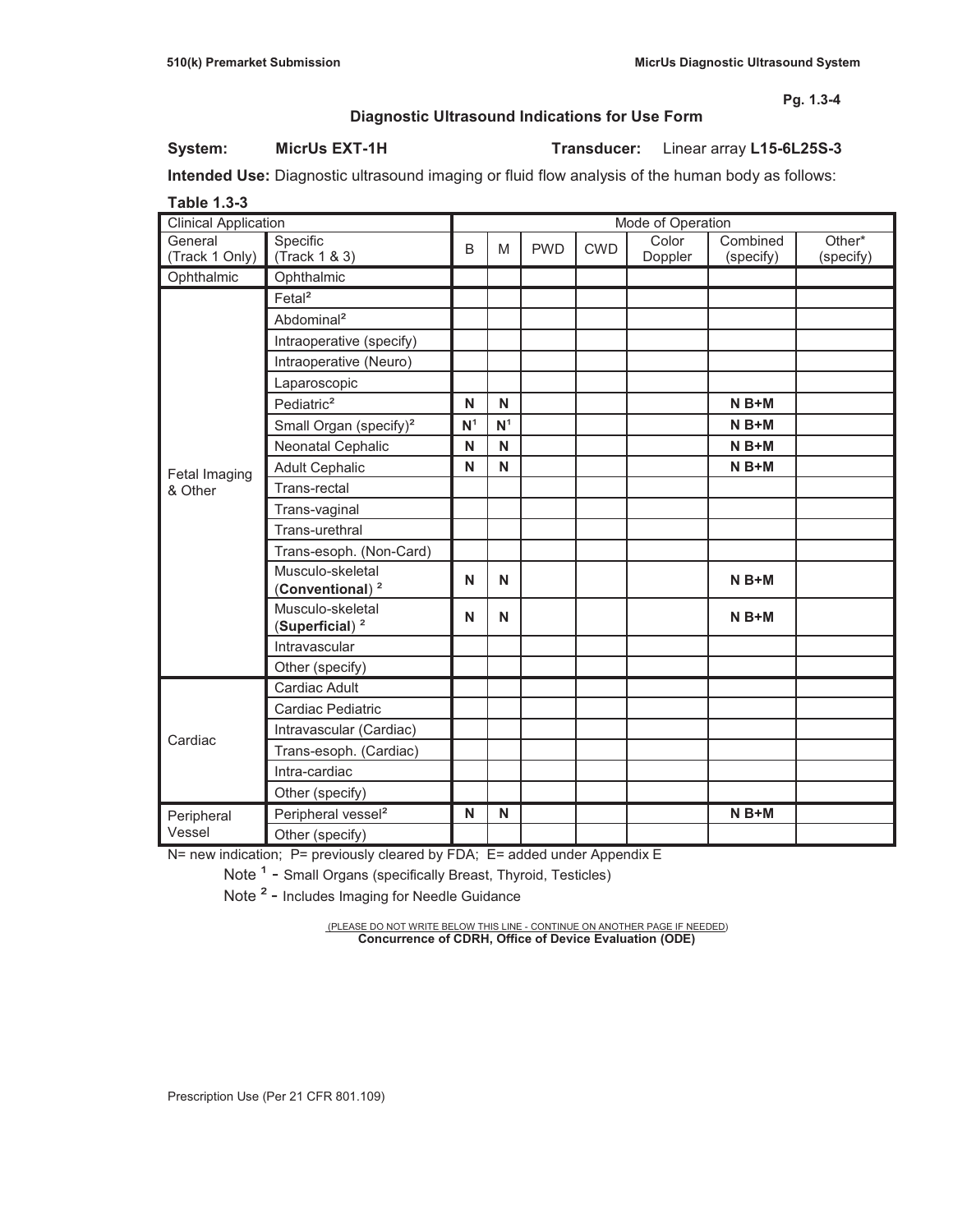## Diagnostic Ultrasound Indications for Use Form

**System:** **MicrUs EXT-1H** **Transducer:** Linear array **L15-6L25S-3**

**Intended Use:** Diagnostic ultrasound imaging or fluid flow analysis of the human body as follows:

**Table 1.3-3**

| Clinical Application | | Mode of Operation | | | | | | |
|---|---|---|---|---|---|---|---|---|
| General (Track 1 Only) | Specific (Track 1 & 3) | B | M | PWD | CWD | Color Doppler | Combined (specify) | Other* (specify) |
| Ophthalmic | Ophthalmic | | | | | | | |
| Fetal Imaging & Other | Fetal² | | | | | | | |
| | Abdominal² | | | | | | | |
| | Intraoperative (specify) | | | | | | | |
| | Intraoperative (Neuro) | | | | | | | |
| | Laparoscopic | | | | | | | |
| | Pediatric² | **N** | **N** | | | | **N B+M** | |
| | Small Organ (specify)² | **N**¹ | **N**¹ | | | | **N B+M** | |
| | Neonatal Cephalic | **N** | **N** | | | | **N B+M** | |
| | Adult Cephalic | **N** | **N** | | | | **N B+M** | |
| | Trans-rectal | | | | | | | |
| | Trans-vaginal | | | | | | | |
| | Trans-urethral | | | | | | | |
| | Trans-esoph. (Non-Card) | | | | | | | |
| | Musculo-skeletal (**Conventional**) ² | **N** | **N** | | | | **N B+M** | |
| | Musculo-skeletal (**Superficial**) ² | **N** | **N** | | | | **N B+M** | |
| | Intravascular | | | | | | | |
| | Other (specify) | | | | | | | |
| Cardiac | Cardiac Adult | | | | | | | |
| | Cardiac Pediatric | | | | | | | |
| | Intravascular (Cardiac) | | | | | | | |
| | Trans-esoph. (Cardiac) | | | | | | | |
| | Intra-cardiac | | | | | | | |
| | Other (specify) | | | | | | | |
| Peripheral Vessel | Peripheral vessel² | **N** | **N** | | | | **N B+M** | |
| | Other (specify) | | | | | | | |

N= new indication; P= previously cleared by FDA; E= added under Appendix E

Note ¹ - Small Organs (specifically Breast, Thyroid, Testicles)

Note ² - Includes Imaging for Needle Guidance

(PLEASE DO NOT WRITE BELOW THIS LINE - CONTINUE ON ANOTHER PAGE IF NEEDED)

**Concurrence of CDRH, Office of Device Evaluation (ODE)**

Prescription Use (Per 21 CFR 801.109)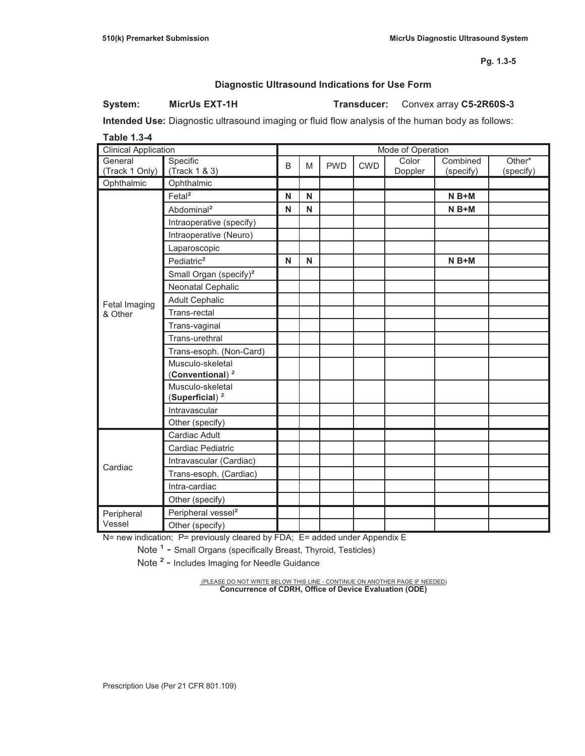## Diagnostic Ultrasound Indications for Use Form

**System:** **MicrUs EXT-1H** **Transducer:** Convex array **C5-2R60S-3**

**Intended Use:** Diagnostic ultrasound imaging or fluid flow analysis of the human body as follows:

**Table 1.3-4**

| Clinical Application | | Mode of Operation | | | | | | |
|---|---|---|---|---|---|---|---|---|
| General (Track 1 Only) | Specific (Track 1 & 3) | B | M | PWD | CWD | Color Doppler | Combined (specify) | Other* (specify) |
| Ophthalmic | Ophthalmic | | | | | | | |
| Fetal Imaging & Other | Fetal² | **N** | **N** | | | | **N B+M** | |
| | Abdominal² | **N** | **N** | | | | **N B+M** | |
| | Intraoperative (specify) | | | | | | | |
| | Intraoperative (Neuro) | | | | | | | |
| | Laparoscopic | | | | | | | |
| | Pediatric² | **N** | **N** | | | | **N B+M** | |
| | Small Organ (specify)² | | | | | | | |
| | Neonatal Cephalic | | | | | | | |
| | Adult Cephalic | | | | | | | |
| | Trans-rectal | | | | | | | |
| | Trans-vaginal | | | | | | | |
| | Trans-urethral | | | | | | | |
| | Trans-esoph. (Non-Card) | | | | | | | |
| | Musculo-skeletal (**Conventional**) ² | | | | | | | |
| | Musculo-skeletal (**Superficial**) ² | | | | | | | |
| | Intravascular | | | | | | | |
| | Other (specify) | | | | | | | |
| Cardiac | Cardiac Adult | | | | | | | |
| | Cardiac Pediatric | | | | | | | |
| | Intravascular (Cardiac) | | | | | | | |
| | Trans-esoph. (Cardiac) | | | | | | | |
| | Intra-cardiac | | | | | | | |
| | Other (specify) | | | | | | | |
| Peripheral Vessel | Peripheral vessel² | | | | | | | |
| | Other (specify) | | | | | | | |

N= new indication; P= previously cleared by FDA; E= added under Appendix E

Note ¹ - Small Organs (specifically Breast, Thyroid, Testicles)

Note ² - Includes Imaging for Needle Guidance

(PLEASE DO NOT WRITE BELOW THIS LINE - CONTINUE ON ANOTHER PAGE IF NEEDED)

**Concurrence of CDRH, Office of Device Evaluation (ODE)**

Prescription Use (Per 21 CFR 801.109)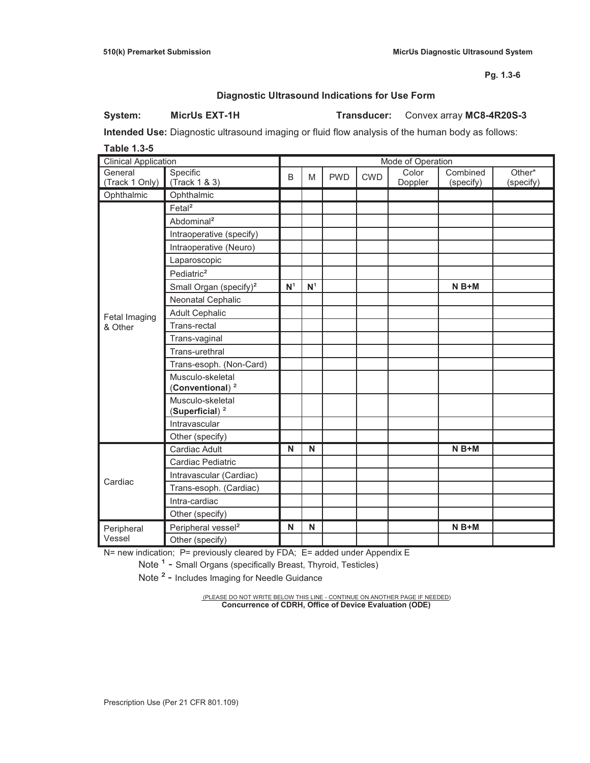**Pg. 1.3-6**

## Diagnostic Ultrasound Indications for Use Form

**System:** **MicrUs EXT-1H** **Transducer:** Convex array **MC8-4R20S-3**

**Intended Use:** Diagnostic ultrasound imaging or fluid flow analysis of the human body as follows:

**Table 1.3-5**

| Clinical Application | | Mode of Operation | | | | | | |
|---|---|---|---|---|---|---|---|---|
| General (Track 1 Only) | Specific (Track 1 & 3) | B | M | PWD | CWD | Color Doppler | Combined (specify) | Other* (specify) |
| Ophthalmic | Ophthalmic | | | | | | | |
| Fetal Imaging & Other | Fetal[2] | | | | | | | |
| | Abdominal[2] | | | | | | | |
| | Intraoperative (specify) | | | | | | | |
| | Intraoperative (Neuro) | | | | | | | |
| | Laparoscopic | | | | | | | |
| | Pediatric[2] | | | | | | | |
| | Small Organ (specify)[2] | **N**[1] | **N**[1] | | | | **N B+M** | |
| | Neonatal Cephalic | | | | | | | |
| | Adult Cephalic | | | | | | | |
| | Trans-rectal | | | | | | | |
| | Trans-vaginal | | | | | | | |
| | Trans-urethral | | | | | | | |
| | Trans-esoph. (Non-Card) | | | | | | | |
| | Musculo-skeletal (**Conventional**) [2] | | | | | | | |
| | Musculo-skeletal (**Superficial**) [2] | | | | | | | |
| | Intravascular | | | | | | | |
| | Other (specify) | | | | | | | |
| Cardiac | Cardiac Adult | **N** | **N** | | | | **N B+M** | |
| | Cardiac Pediatric | | | | | | | |
| | Intravascular (Cardiac) | | | | | | | |
| | Trans-esoph. (Cardiac) | | | | | | | |
| | Intra-cardiac | | | | | | | |
| | Other (specify) | | | | | | | |
| Peripheral Vessel | Peripheral vessel[2] | **N** | **N** | | | | **N B+M** | |
| | Other (specify) | | | | | | | |

N= new indication; P= previously cleared by FDA; E= added under Appendix E

Note [1] - Small Organs (specifically Breast, Thyroid, Testicles)

Note [2] - Includes Imaging for Needle Guidance

(PLEASE DO NOT WRITE BELOW THIS LINE - CONTINUE ON ANOTHER PAGE IF NEEDED)

**Concurrence of CDRH, Office of Device Evaluation (ODE)**

Prescription Use (Per 21 CFR 801.109)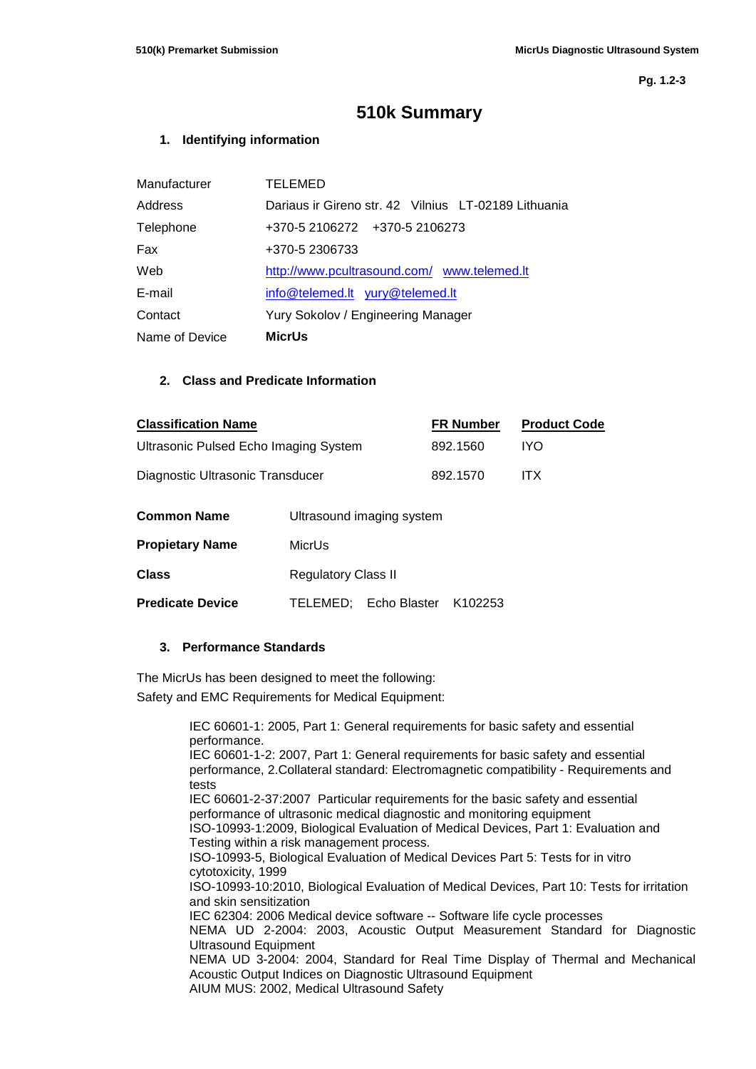# 510k Summary

## 1. Identifying information

| | |
|---|---|
| Manufacturer | TELEMED |
| Address | Dariaus ir Gireno str. 42 Vilnius LT-02189 Lithuania |
| Telephone | +370-5 2106272 +370-5 2106273 |
| Fax | +370-5 2306733 |
| Web | http://www.pcultrasound.com/ www.telemed.lt |
| E-mail | info@telemed.lt yury@telemed.lt |
| Contact | Yury Sokolov / Engineering Manager |
| Name of Device | **MicrUs** |

## 2. Class and Predicate Information

| Classification Name | FR Number | Product Code |
|---|---|---|
| Ultrasonic Pulsed Echo Imaging System | 892.1560 | IYO |
| Diagnostic Ultrasonic Transducer | 892.1570 | ITX |

| | |
|---|---|
| **Common Name** | Ultrasound imaging system |
| **Propietary Name** | MicrUs |
| **Class** | Regulatory Class II |
| **Predicate Device** | TELEMED; Echo Blaster K102253 |

## 3. Performance Standards

The MicrUs has been designed to meet the following:

Safety and EMC Requirements for Medical Equipment:

IEC 60601-1: 2005, Part 1: General requirements for basic safety and essential performance.
IEC 60601-1-2: 2007, Part 1: General requirements for basic safety and essential performance, 2.Collateral standard: Electromagnetic compatibility - Requirements and tests
IEC 60601-2-37:2007 Particular requirements for the basic safety and essential performance of ultrasonic medical diagnostic and monitoring equipment
ISO-10993-1:2009, Biological Evaluation of Medical Devices, Part 1: Evaluation and Testing within a risk management process.
ISO-10993-5, Biological Evaluation of Medical Devices Part 5: Tests for in vitro cytotoxicity, 1999
ISO-10993-10:2010, Biological Evaluation of Medical Devices, Part 10: Tests for irritation and skin sensitization
IEC 62304: 2006 Medical device software -- Software life cycle processes
NEMA UD 2-2004: 2003, Acoustic Output Measurement Standard for Diagnostic Ultrasound Equipment
NEMA UD 3-2004: 2004, Standard for Real Time Display of Thermal and Mechanical Acoustic Output Indices on Diagnostic Ultrasound Equipment
AIUM MUS: 2002, Medical Ultrasound Safety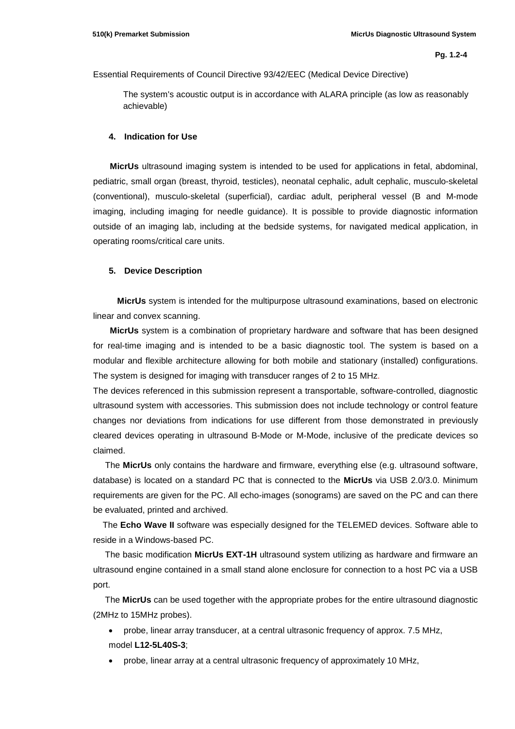Essential Requirements of Council Directive 93/42/EEC (Medical Device Directive)

The system's acoustic output is in accordance with ALARA principle (as low as reasonably achievable)

#### 4. Indication for Use

**MicrUs** ultrasound imaging system is intended to be used for applications in fetal, abdominal, pediatric, small organ (breast, thyroid, testicles), neonatal cephalic, adult cephalic, musculo-skeletal (conventional), musculo-skeletal (superficial), cardiac adult, peripheral vessel (B and M-mode imaging, including imaging for needle guidance). It is possible to provide diagnostic information outside of an imaging lab, including at the bedside systems, for navigated medical application, in operating rooms/critical care units.

#### 5. Device Description

**MicrUs** system is intended for the multipurpose ultrasound examinations, based on electronic linear and convex scanning.

**MicrUs** system is a combination of proprietary hardware and software that has been designed for real-time imaging and is intended to be a basic diagnostic tool. The system is based on a modular and flexible architecture allowing for both mobile and stationary (installed) configurations. The system is designed for imaging with transducer ranges of 2 to 15 MHz.

The devices referenced in this submission represent a transportable, software-controlled, diagnostic ultrasound system with accessories. This submission does not include technology or control feature changes nor deviations from indications for use different from those demonstrated in previously cleared devices operating in ultrasound B-Mode or M-Mode, inclusive of the predicate devices so claimed.

The **MicrUs** only contains the hardware and firmware, everything else (e.g. ultrasound software, database) is located on a standard PC that is connected to the **MicrUs** via USB 2.0/3.0. Minimum requirements are given for the PC. All echo-images (sonograms) are saved on the PC and can there be evaluated, printed and archived.

The **Echo Wave II** software was especially designed for the TELEMED devices. Software able to reside in a Windows-based PC.

The basic modification **MicrUs EXT-1H** ultrasound system utilizing as hardware and firmware an ultrasound engine contained in a small stand alone enclosure for connection to a host PC via a USB port.

The **MicrUs** can be used together with the appropriate probes for the entire ultrasound diagnostic (2MHz to 15MHz probes).

- probe, linear array transducer, at a central ultrasonic frequency of approx. 7.5 MHz, model **L12-5L40S-3**;
- probe, linear array at a central ultrasonic frequency of approximately 10 MHz,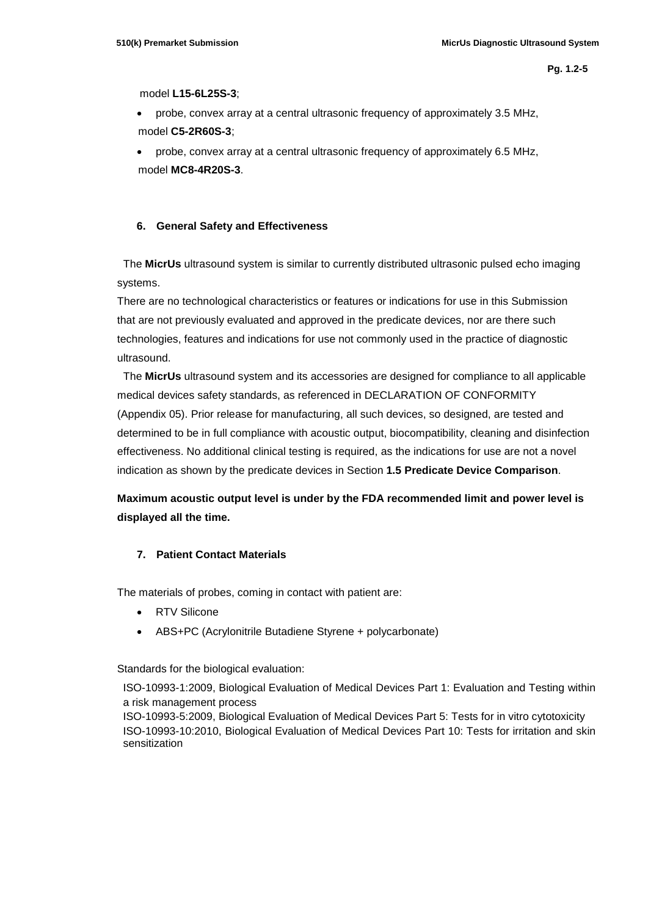model **L15-6L25S-3**;

- probe, convex array at a central ultrasonic frequency of approximately 3.5 MHz, model **C5-2R60S-3**;
- probe, convex array at a central ultrasonic frequency of approximately 6.5 MHz, model **MC8-4R20S-3**.

### 6. General Safety and Effectiveness

The **MicrUs** ultrasound system is similar to currently distributed ultrasonic pulsed echo imaging systems.

There are no technological characteristics or features or indications for use in this Submission that are not previously evaluated and approved in the predicate devices, nor are there such technologies, features and indications for use not commonly used in the practice of diagnostic ultrasound.

The **MicrUs** ultrasound system and its accessories are designed for compliance to all applicable medical devices safety standards, as referenced in DECLARATION OF CONFORMITY (Appendix 05). Prior release for manufacturing, all such devices, so designed, are tested and determined to be in full compliance with acoustic output, biocompatibility, cleaning and disinfection effectiveness. No additional clinical testing is required, as the indications for use are not a novel indication as shown by the predicate devices in Section **1.5 Predicate Device Comparison**.

**Maximum acoustic output level is under by the FDA recommended limit and power level is displayed all the time.**

### 7. Patient Contact Materials

The materials of probes, coming in contact with patient are:

- RTV Silicone
- ABS+PC (Acrylonitrile Butadiene Styrene + polycarbonate)

Standards for the biological evaluation:

ISO-10993-1:2009, Biological Evaluation of Medical Devices Part 1: Evaluation and Testing within a risk management process

ISO-10993-5:2009, Biological Evaluation of Medical Devices Part 5: Tests for in vitro cytotoxicity

ISO-10993-10:2010, Biological Evaluation of Medical Devices Part 10: Tests for irritation and skin sensitization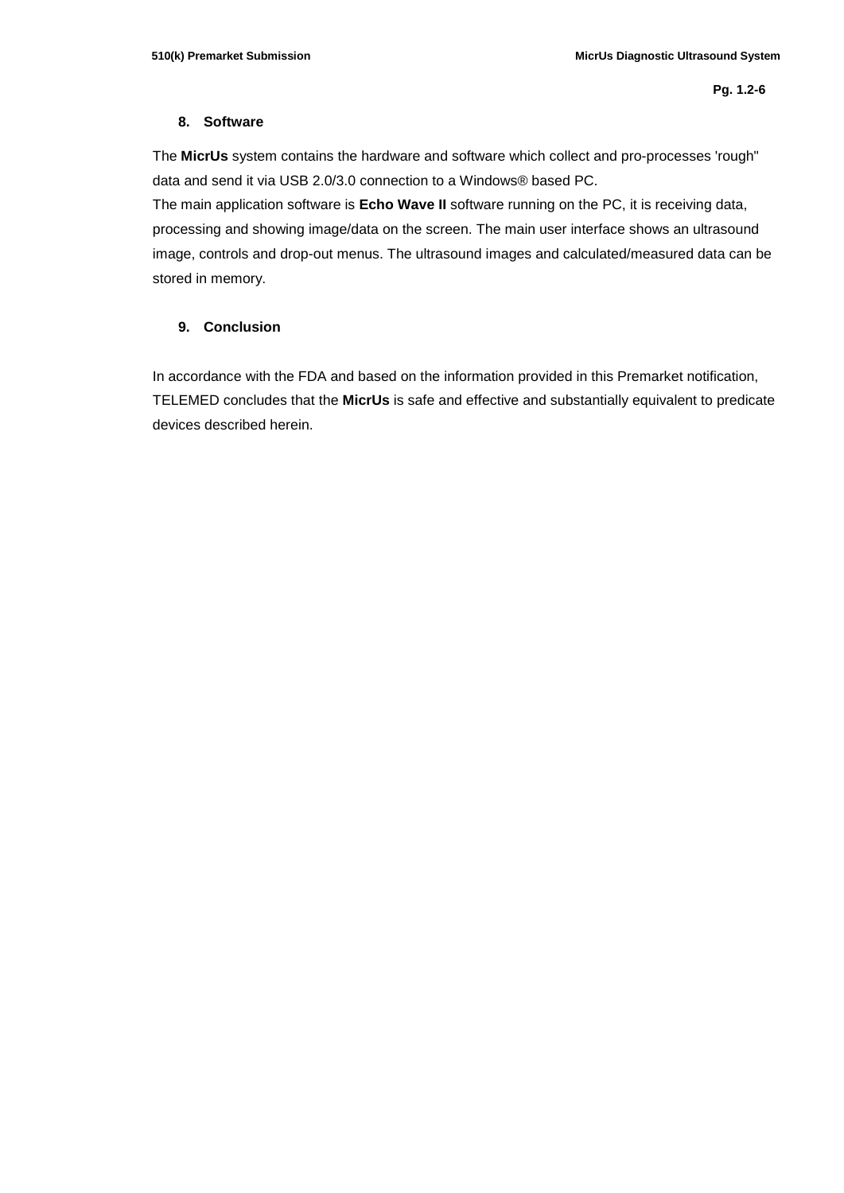## 8. Software

The **MicrUs** system contains the hardware and software which collect and pro-processes 'rough" data and send it via USB 2.0/3.0 connection to a Windows® based PC.
The main application software is **Echo Wave II** software running on the PC, it is receiving data, processing and showing image/data on the screen. The main user interface shows an ultrasound image, controls and drop-out menus. The ultrasound images and calculated/measured data can be stored in memory.

## 9. Conclusion

In accordance with the FDA and based on the information provided in this Premarket notification, TELEMED concludes that the **MicrUs** is safe and effective and substantially equivalent to predicate devices described herein.